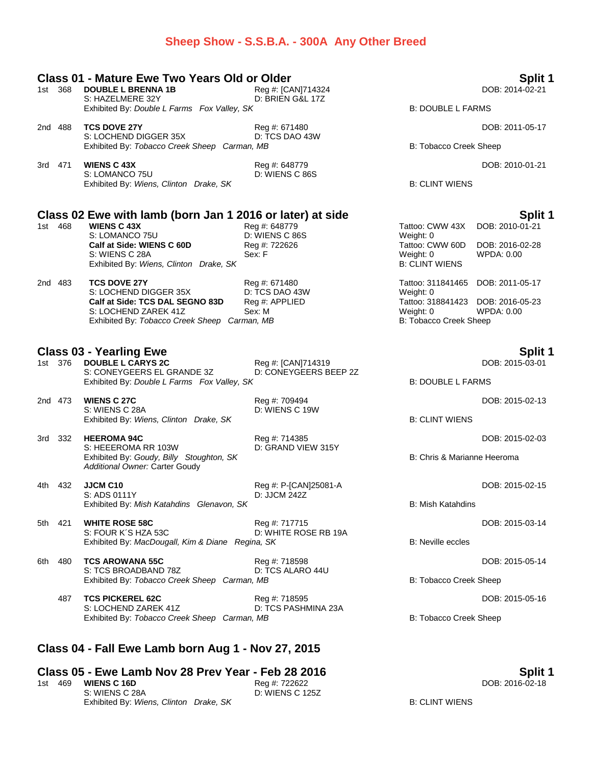# Sheep Show - S.S.B.A. - 300A Any Other Breed

## Class 01 - Mature Ewe Two Years Old or Older

**Split 1**

1st 368 **DOUBLE L BRENNA 1B** Reg #: [CAN]714324 DOB: 2014-02-21
S: HAZELMERE 32Y D: BRIEN G&L 17Z
Exhibited By: *Double L Farms Fox Valley, SK* B: DOUBLE L FARMS

2nd 488 **TCS DOVE 27Y** Reg #: 671480 DOB: 2011-05-17
S: LOCHEND DIGGER 35X D: TCS DAO 43W
Exhibited By: *Tobacco Creek Sheep Carman, MB* B: Tobacco Creek Sheep

3rd 471 **WIENS C 43X** Reg #: 648779 DOB: 2010-01-21
S: LOMANCO 75U D: WIENS C 86S
Exhibited By: *Wiens, Clinton Drake, SK* B: CLINT WIENS

## Class 02 Ewe with lamb (born Jan 1 2016 or later) at side

**Split 1**

1st 468 **WIENS C 43X** Reg #: 648779 Tattoo: CWW 43X DOB: 2010-01-21
S: LOMANCO 75U D: WIENS C 86S Weight: 0
**Calf at Side: WIENS C 60D** Reg #: 722626 Tattoo: CWW 60D DOB: 2016-02-28
S: WIENS C 28A Sex: F Weight: 0 WPDA: 0.00
Exhibited By: *Wiens, Clinton Drake, SK* B: CLINT WIENS

2nd 483 **TCS DOVE 27Y** Reg #: 671480 Tattoo: 311841465 DOB: 2011-05-17
S: LOCHEND DIGGER 35X D: TCS DAO 43W Weight: 0
**Calf at Side: TCS DAL SEGNO 83D** Reg #: APPLIED Tattoo: 318841423 DOB: 2016-05-23
S: LOCHEND ZAREK 41Z Sex: M Weight: 0 WPDA: 0.00
Exhibited By: *Tobacco Creek Sheep Carman, MB* B: Tobacco Creek Sheep

## Class 03 - Yearling Ewe

**Split 1**

1st 376 **DOUBLE L CARYS 2C** Reg #: [CAN]714319 DOB: 2015-03-01
S: CONEYGEERS EL GRANDE 3Z D: CONEYGEERS BEEP 2Z
Exhibited By: *Double L Farms Fox Valley, SK* B: DOUBLE L FARMS

2nd 473 **WIENS C 27C** Reg #: 709494 DOB: 2015-02-13
S: WIENS C 28A D: WIENS C 19W
Exhibited By: *Wiens, Clinton Drake, SK* B: CLINT WIENS

3rd 332 **HEEROMA 94C** Reg #: 714385 DOB: 2015-02-03
S: HEEEROMA RR 103W D: GRAND VIEW 315Y
Exhibited By: *Goudy, Billy Stoughton, SK* B: Chris & Marianne Heeroma
*Additional Owner:* Carter Goudy

4th 432 **JJCM C10** Reg #: P-[CAN]25081-A DOB: 2015-02-15
S: ADS 0111Y D: JJCM 242Z
Exhibited By: *Mish Katahdins Glenavon, SK* B: Mish Katahdins

5th 421 **WHITE ROSE 58C** Reg #: 717715 DOB: 2015-03-14
S: FOUR K´S HZA 53C D: WHITE ROSE RB 19A
Exhibited By: *MacDougall, Kim & Diane Regina, SK* B: Neville eccles

6th 480 **TCS AROWANA 55C** Reg #: 718598 DOB: 2015-05-14
S: TCS BROADBAND 78Z D: TCS ALARO 44U
Exhibited By: *Tobacco Creek Sheep Carman, MB* B: Tobacco Creek Sheep

487 **TCS PICKEREL 62C** Reg #: 718595 DOB: 2015-05-16
S: LOCHEND ZAREK 41Z D: TCS PASHMINA 23A
Exhibited By: *Tobacco Creek Sheep Carman, MB* B: Tobacco Creek Sheep

## Class 04 - Fall Ewe Lamb born Aug 1 - Nov 27, 2015

## Class 05 - Ewe Lamb Nov 28 Prev Year - Feb 28 2016

**Split 1**

1st 469 **WIENS C 16D** Reg #: 722622 DOB: 2016-02-18
S: WIENS C 28A D: WIENS C 125Z
Exhibited By: *Wiens, Clinton Drake, SK* B: CLINT WIENS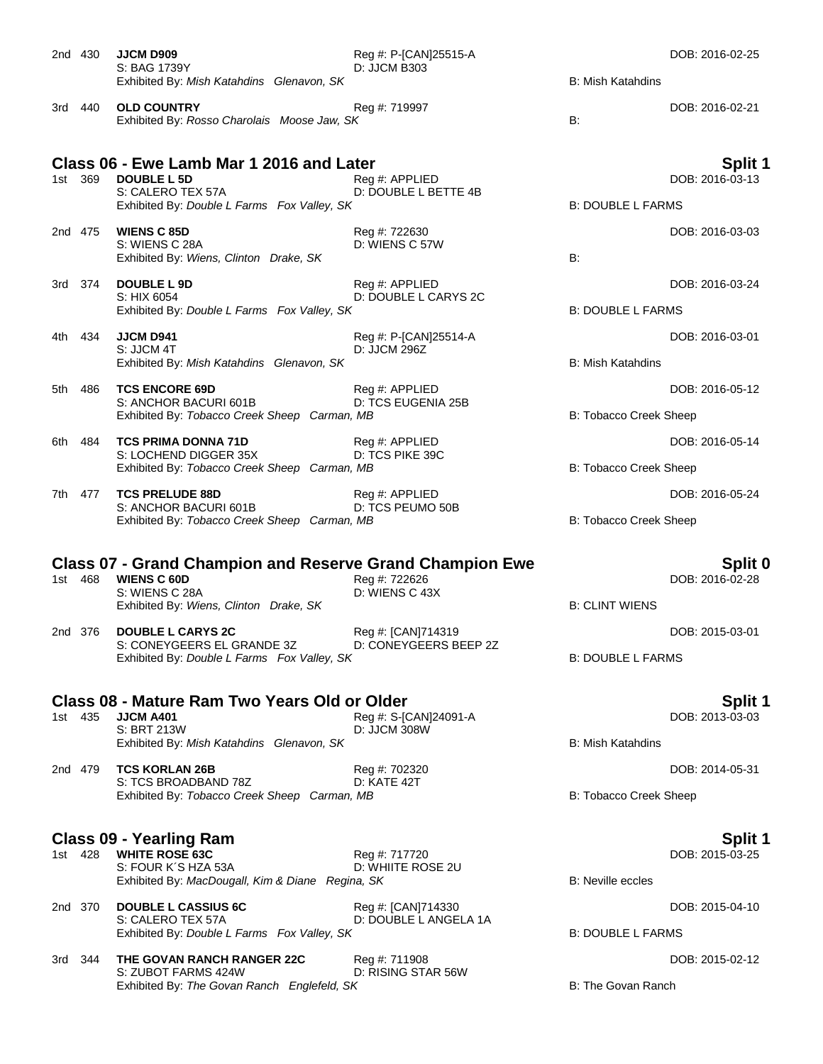2nd 430 **JJCM D909** Reg #: P-[CAN]25515-A DOB: 2016-02-25
S: BAG 1739Y D: JJCM B303
Exhibited By: *Mish Katahdins Glenavon, SK* B: Mish Katahdins

3rd 440 **OLD COUNTRY** Reg #: 719997 DOB: 2016-02-21
Exhibited By: *Rosso Charolais Moose Jaw, SK* B:

## Class 06 - Ewe Lamb Mar 1 2016 and Later — Split 1

1st 369 **DOUBLE L 5D** Reg #: APPLIED DOB: 2016-03-13
S: CALERO TEX 57A D: DOUBLE L BETTE 4B
Exhibited By: *Double L Farms Fox Valley, SK* B: DOUBLE L FARMS

2nd 475 **WIENS C 85D** Reg #: 722630 DOB: 2016-03-03
S: WIENS C 28A D: WIENS C 57W
Exhibited By: *Wiens, Clinton Drake, SK* B:

3rd 374 **DOUBLE L 9D** Reg #: APPLIED DOB: 2016-03-24
S: HIX 6054 D: DOUBLE L CARYS 2C
Exhibited By: *Double L Farms Fox Valley, SK* B: DOUBLE L FARMS

4th 434 **JJCM D941** Reg #: P-[CAN]25514-A DOB: 2016-03-01
S: JJCM 4T D: JJCM 296Z
Exhibited By: *Mish Katahdins Glenavon, SK* B: Mish Katahdins

5th 486 **TCS ENCORE 69D** Reg #: APPLIED DOB: 2016-05-12
S: ANCHOR BACURI 601B D: TCS EUGENIA 25B
Exhibited By: *Tobacco Creek Sheep Carman, MB* B: Tobacco Creek Sheep

6th 484 **TCS PRIMA DONNA 71D** Reg #: APPLIED DOB: 2016-05-14
S: LOCHEND DIGGER 35X D: TCS PIKE 39C
Exhibited By: *Tobacco Creek Sheep Carman, MB* B: Tobacco Creek Sheep

7th 477 **TCS PRELUDE 88D** Reg #: APPLIED DOB: 2016-05-24
S: ANCHOR BACURI 601B D: TCS PEUMO 50B
Exhibited By: *Tobacco Creek Sheep Carman, MB* B: Tobacco Creek Sheep

## Class 07 - Grand Champion and Reserve Grand Champion Ewe — Split 0

1st 468 **WIENS C 60D** Reg #: 722626 DOB: 2016-02-28
S: WIENS C 28A D: WIENS C 43X
Exhibited By: *Wiens, Clinton Drake, SK* B: CLINT WIENS

2nd 376 **DOUBLE L CARYS 2C** Reg #: [CAN]714319 DOB: 2015-03-01
S: CONEYGEERS EL GRANDE 3Z D: CONEYGEERS BEEP 2Z
Exhibited By: *Double L Farms Fox Valley, SK* B: DOUBLE L FARMS

## Class 08 - Mature Ram Two Years Old or Older — Split 1

1st 435 **JJCM A401** Reg #: S-[CAN]24091-A DOB: 2013-03-03
S: BRT 213W D: JJCM 308W
Exhibited By: *Mish Katahdins Glenavon, SK* B: Mish Katahdins

2nd 479 **TCS KORLAN 26B** Reg #: 702320 DOB: 2014-05-31
S: TCS BROADBAND 78Z D: KATE 42T
Exhibited By: *Tobacco Creek Sheep Carman, MB* B: Tobacco Creek Sheep

## Class 09 - Yearling Ram — Split 1

1st 428 **WHITE ROSE 63C** Reg #: 717720 DOB: 2015-03-25
S: FOUR K´S HZA 53A D: WHIITE ROSE 2U
Exhibited By: *MacDougall, Kim & Diane Regina, SK* B: Neville eccles

2nd 370 **DOUBLE L CASSIUS 6C** Reg #: [CAN]714330 DOB: 2015-04-10
S: CALERO TEX 57A D: DOUBLE L ANGELA 1A
Exhibited By: *Double L Farms Fox Valley, SK* B: DOUBLE L FARMS

3rd 344 **THE GOVAN RANCH RANGER 22C** Reg #: 711908 DOB: 2015-02-12
S: ZUBOT FARMS 424W D: RISING STAR 56W
Exhibited By: *The Govan Ranch Englefeld, SK* B: The Govan Ranch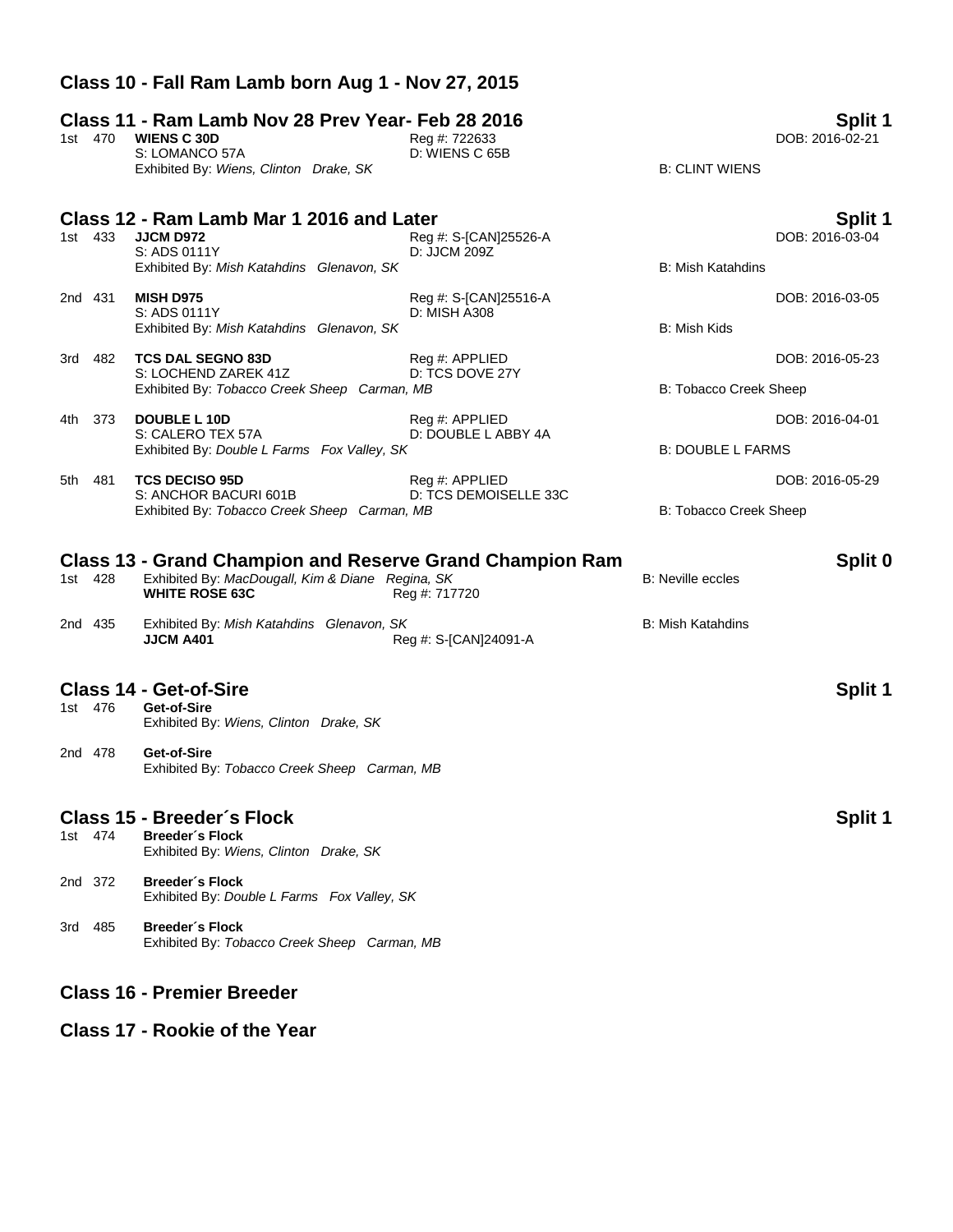## Class 10 - Fall Ram Lamb born Aug 1 - Nov 27, 2015

## Class 11 - Ram Lamb Nov 28 Prev Year- Feb 28 2016

**Split 1**

1st 470 **WIENS C 30D** Reg #: 722633 DOB: 2016-02-21
S: LOMANCO 57A D: WIENS C 65B
Exhibited By: *Wiens, Clinton Drake, SK* B: CLINT WIENS

## Class 12 - Ram Lamb Mar 1 2016 and Later

**Split 1**

1st 433 **JJCM D972** Reg #: S-[CAN]25526-A DOB: 2016-03-04
S: ADS 0111Y D: JJCM 209Z
Exhibited By: *Mish Katahdins Glenavon, SK* B: Mish Katahdins

2nd 431 **MISH D975** Reg #: S-[CAN]25516-A DOB: 2016-03-05
S: ADS 0111Y D: MISH A308
Exhibited By: *Mish Katahdins Glenavon, SK* B: Mish Kids

3rd 482 **TCS DAL SEGNO 83D** Reg #: APPLIED DOB: 2016-05-23
S: LOCHEND ZAREK 41Z D: TCS DOVE 27Y
Exhibited By: *Tobacco Creek Sheep Carman, MB* B: Tobacco Creek Sheep

4th 373 **DOUBLE L 10D** Reg #: APPLIED DOB: 2016-04-01
S: CALERO TEX 57A D: DOUBLE L ABBY 4A
Exhibited By: *Double L Farms Fox Valley, SK* B: DOUBLE L FARMS

5th 481 **TCS DECISO 95D** Reg #: APPLIED DOB: 2016-05-29
S: ANCHOR BACURI 601B D: TCS DEMOISELLE 33C
Exhibited By: *Tobacco Creek Sheep Carman, MB* B: Tobacco Creek Sheep

## Class 13 - Grand Champion and Reserve Grand Champion Ram

**Split 0**

1st 428 Exhibited By: *MacDougall, Kim & Diane Regina, SK* B: Neville eccles
**WHITE ROSE 63C** Reg #: 717720

2nd 435 Exhibited By: *Mish Katahdins Glenavon, SK* B: Mish Katahdins
**JJCM A401** Reg #: S-[CAN]24091-A

## Class 14 - Get-of-Sire

**Split 1**

1st 476 **Get-of-Sire**
Exhibited By: *Wiens, Clinton Drake, SK*

2nd 478 **Get-of-Sire**
Exhibited By: *Tobacco Creek Sheep Carman, MB*

## Class 15 - Breeder´s Flock

**Split 1**

1st 474 **Breeder´s Flock**
Exhibited By: *Wiens, Clinton Drake, SK*

2nd 372 **Breeder´s Flock**
Exhibited By: *Double L Farms Fox Valley, SK*

3rd 485 **Breeder´s Flock**
Exhibited By: *Tobacco Creek Sheep Carman, MB*

## Class 16 - Premier Breeder

## Class 17 - Rookie of the Year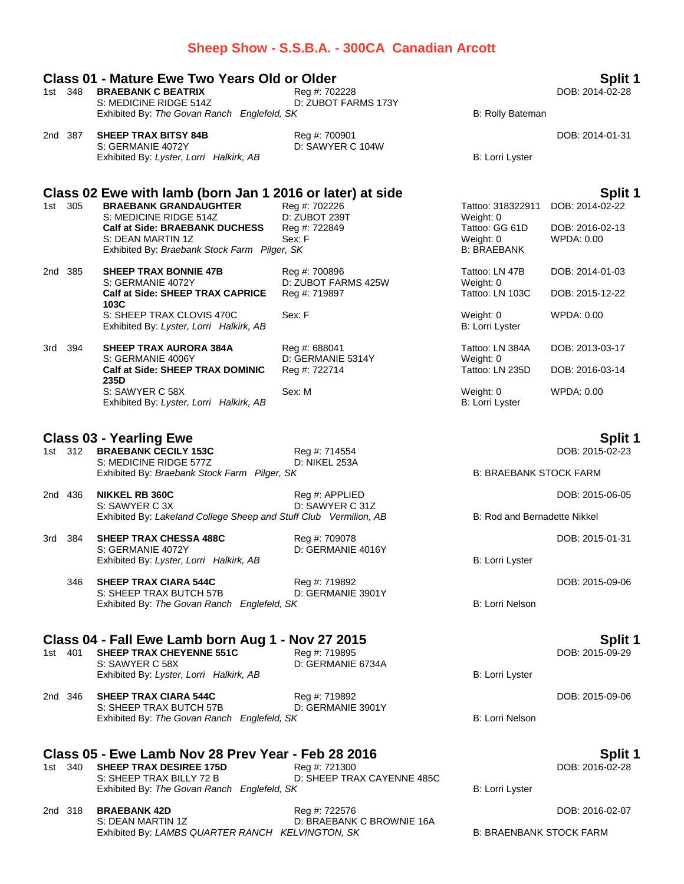# Sheep Show - S.S.B.A. - 300CA Canadian Arcott

## Class 01 - Mature Ewe Two Years Old or Older

**Split 1**

1st 348 **BRAEBANK C BEATRIX** Reg #: 702228 DOB: 2014-02-28
S: MEDICINE RIDGE 514Z D: ZUBOT FARMS 173Y
Exhibited By: *The Govan Ranch Englefeld, SK* B: Rolly Bateman

2nd 387 **SHEEP TRAX BITSY 84B** Reg #: 700901 DOB: 2014-01-31
S: GERMANIE 4072Y D: SAWYER C 104W
Exhibited By: *Lyster, Lorri Halkirk, AB* B: Lorri Lyster

## Class 02 Ewe with lamb (born Jan 1 2016 or later) at side

**Split 1**

1st 305 **BRAEBANK GRANDAUGHTER** Reg #: 702226 Tattoo: 318322911 DOB: 2014-02-22
S: MEDICINE RIDGE 514Z D: ZUBOT 239T Weight: 0
**Calf at Side: BRAEBANK DUCHESS** Reg #: 722849 Tattoo: GG 61D DOB: 2016-02-13
S: DEAN MARTIN 1Z Sex: F Weight: 0 WPDA: 0.00
Exhibited By: *Braebank Stock Farm Pilger, SK* B: BRAEBANK

2nd 385 **SHEEP TRAX BONNIE 47B** Reg #: 700896 Tattoo: LN 47B DOB: 2014-01-03
S: GERMANIE 4072Y D: ZUBOT FARMS 425W Weight: 0
**Calf at Side: SHEEP TRAX CAPRICE 103C** Reg #: 719897 Tattoo: LN 103C DOB: 2015-12-22
S: SHEEP TRAX CLOVIS 470C Sex: F Weight: 0 WPDA: 0.00
Exhibited By: *Lyster, Lorri Halkirk, AB* B: Lorri Lyster

3rd 394 **SHEEP TRAX AURORA 384A** Reg #: 688041 Tattoo: LN 384A DOB: 2013-03-17
S: GERMANIE 4006Y D: GERMANIE 5314Y Weight: 0
**Calf at Side: SHEEP TRAX DOMINIC 235D** Reg #: 722714 Tattoo: LN 235D DOB: 2016-03-14
S: SAWYER C 58X Sex: M Weight: 0 WPDA: 0.00
Exhibited By: *Lyster, Lorri Halkirk, AB* B: Lorri Lyster

## Class 03 - Yearling Ewe

**Split 1**

1st 312 **BRAEBANK CECILY 153C** Reg #: 714554 DOB: 2015-02-23
S: MEDICINE RIDGE 577Z D: NIKEL 253A
Exhibited By: *Braebank Stock Farm Pilger, SK* B: BRAEBANK STOCK FARM

2nd 436 **NIKKEL RB 360C** Reg #: APPLIED DOB: 2015-06-05
S: SAWYER C 3X D: SAWYER C 31Z
Exhibited By: *Lakeland College Sheep and Stuff Club Vermilion, AB* B: Rod and Bernadette Nikkel

3rd 384 **SHEEP TRAX CHESSA 488C** Reg #: 709078 DOB: 2015-01-31
S: GERMANIE 4072Y D: GERMANIE 4016Y
Exhibited By: *Lyster, Lorri Halkirk, AB* B: Lorri Lyster

346 **SHEEP TRAX CIARA 544C** Reg #: 719892 DOB: 2015-09-06
S: SHEEP TRAX BUTCH 57B D: GERMANIE 3901Y
Exhibited By: *The Govan Ranch Englefeld, SK* B: Lorri Nelson

## Class 04 - Fall Ewe Lamb born Aug 1 - Nov 27 2015

**Split 1**

1st 401 **SHEEP TRAX CHEYENNE 551C** Reg #: 719895 DOB: 2015-09-29
S: SAWYER C 58X D: GERMANIE 6734A
Exhibited By: *Lyster, Lorri Halkirk, AB* B: Lorri Lyster

2nd 346 **SHEEP TRAX CIARA 544C** Reg #: 719892 DOB: 2015-09-06
S: SHEEP TRAX BUTCH 57B D: GERMANIE 3901Y
Exhibited By: *The Govan Ranch Englefeld, SK* B: Lorri Nelson

## Class 05 - Ewe Lamb Nov 28 Prev Year - Feb 28 2016

**Split 1**

1st 340 **SHEEP TRAX DESIREE 175D** Reg #: 721300 DOB: 2016-02-28
S: SHEEP TRAX BILLY 72 B D: SHEEP TRAX CAYENNE 485C
Exhibited By: *The Govan Ranch Englefeld, SK* B: Lorri Lyster

2nd 318 **BRAEBANK 42D** Reg #: 722576 DOB: 2016-02-07
S: DEAN MARTIN 1Z D: BRAEBANK C BROWNIE 16A
Exhibited By: *LAMBS QUARTER RANCH KELVINGTON, SK* B: BRAENBANK STOCK FARM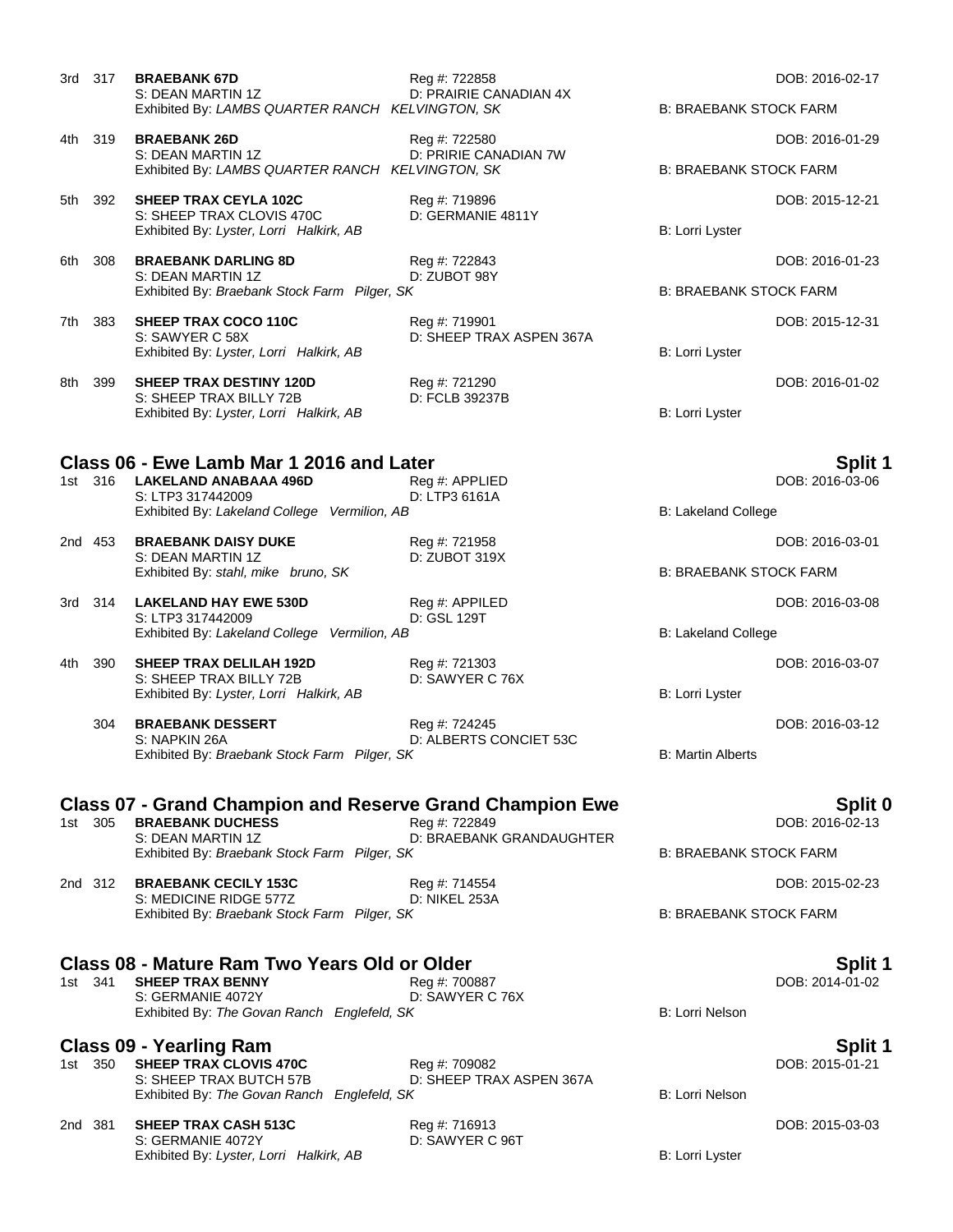3rd 317 **BRAEBANK 67D** Reg #: 722858 DOB: 2016-02-17
S: DEAN MARTIN 1Z D: PRAIRIE CANADIAN 4X
Exhibited By: *LAMBS QUARTER RANCH KELVINGTON, SK* B: BRAEBANK STOCK FARM

4th 319 **BRAEBANK 26D** Reg #: 722580 DOB: 2016-01-29
S: DEAN MARTIN 1Z D: PRIRIE CANADIAN 7W
Exhibited By: *LAMBS QUARTER RANCH KELVINGTON, SK* B: BRAEBANK STOCK FARM

5th 392 **SHEEP TRAX CEYLA 102C** Reg #: 719896 DOB: 2015-12-21
S: SHEEP TRAX CLOVIS 470C D: GERMANIE 4811Y
Exhibited By: *Lyster, Lorri Halkirk, AB* B: Lorri Lyster

6th 308 **BRAEBANK DARLING 8D** Reg #: 722843 DOB: 2016-01-23
S: DEAN MARTIN 1Z D: ZUBOT 98Y
Exhibited By: *Braebank Stock Farm Pilger, SK* B: BRAEBANK STOCK FARM

7th 383 **SHEEP TRAX COCO 110C** Reg #: 719901 DOB: 2015-12-31
S: SAWYER C 58X D: SHEEP TRAX ASPEN 367A
Exhibited By: *Lyster, Lorri Halkirk, AB* B: Lorri Lyster

8th 399 **SHEEP TRAX DESTINY 120D** Reg #: 721290 DOB: 2016-01-02
S: SHEEP TRAX BILLY 72B D: FCLB 39237B
Exhibited By: *Lyster, Lorri Halkirk, AB* B: Lorri Lyster

## Class 06 - Ewe Lamb Mar 1 2016 and Later — Split 1

1st 316 **LAKELAND ANABAAA 496D** Reg #: APPLIED DOB: 2016-03-06
S: LTP3 317442009 D: LTP3 6161A
Exhibited By: *Lakeland College Vermilion, AB* B: Lakeland College

2nd 453 **BRAEBANK DAISY DUKE** Reg #: 721958 DOB: 2016-03-01
S: DEAN MARTIN 1Z D: ZUBOT 319X
Exhibited By: *stahl, mike bruno, SK* B: BRAEBANK STOCK FARM

3rd 314 **LAKELAND HAY EWE 530D** Reg #: APPILED DOB: 2016-03-08
S: LTP3 317442009 D: GSL 129T
Exhibited By: *Lakeland College Vermilion, AB* B: Lakeland College

4th 390 **SHEEP TRAX DELILAH 192D** Reg #: 721303 DOB: 2016-03-07
S: SHEEP TRAX BILLY 72B D: SAWYER C 76X
Exhibited By: *Lyster, Lorri Halkirk, AB* B: Lorri Lyster

304 **BRAEBANK DESSERT** Reg #: 724245 DOB: 2016-03-12
S: NAPKIN 26A D: ALBERTS CONCIET 53C
Exhibited By: *Braebank Stock Farm Pilger, SK* B: Martin Alberts

## Class 07 - Grand Champion and Reserve Grand Champion Ewe — Split 0

1st 305 **BRAEBANK DUCHESS** Reg #: 722849 DOB: 2016-02-13
S: DEAN MARTIN 1Z D: BRAEBANK GRANDAUGHTER
Exhibited By: *Braebank Stock Farm Pilger, SK* B: BRAEBANK STOCK FARM

2nd 312 **BRAEBANK CECILY 153C** Reg #: 714554 DOB: 2015-02-23
S: MEDICINE RIDGE 577Z D: NIKEL 253A
Exhibited By: *Braebank Stock Farm Pilger, SK* B: BRAEBANK STOCK FARM

## Class 08 - Mature Ram Two Years Old or Older — Split 1

1st 341 **SHEEP TRAX BENNY** Reg #: 700887 DOB: 2014-01-02
S: GERMANIE 4072Y D: SAWYER C 76X
Exhibited By: *The Govan Ranch Englefeld, SK* B: Lorri Nelson

## Class 09 - Yearling Ram — Split 1

1st 350 **SHEEP TRAX CLOVIS 470C** Reg #: 709082 DOB: 2015-01-21
S: SHEEP TRAX BUTCH 57B D: SHEEP TRAX ASPEN 367A
Exhibited By: *The Govan Ranch Englefeld, SK* B: Lorri Nelson

2nd 381 **SHEEP TRAX CASH 513C** Reg #: 716913 DOB: 2015-03-03
S: GERMANIE 4072Y D: SAWYER C 96T
Exhibited By: *Lyster, Lorri Halkirk, AB* B: Lorri Lyster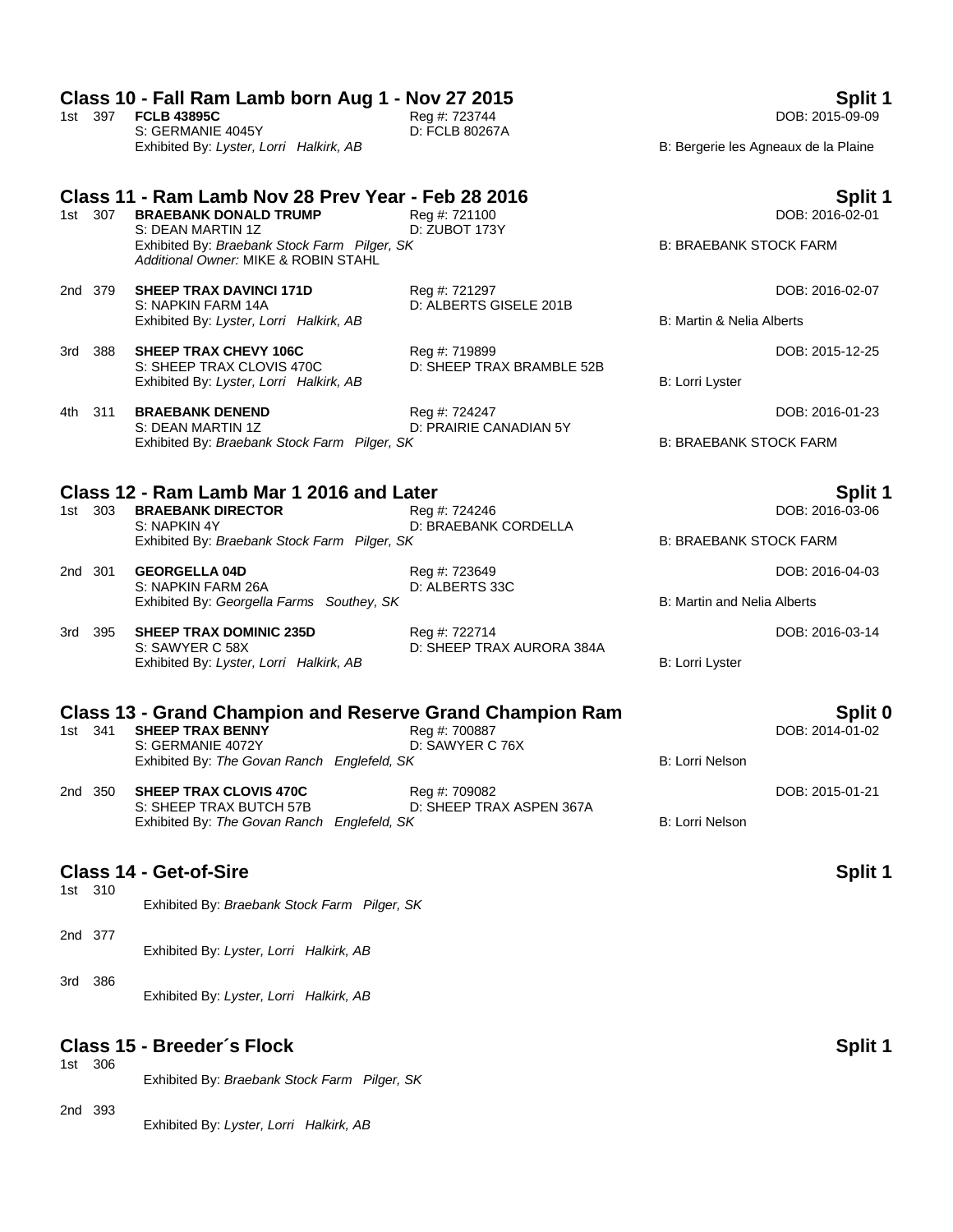## Class 10 - Fall Ram Lamb born Aug 1 - Nov 27 2015 — Split 1

1st 397 **FCLB 43895C** Reg #: 723744 DOB: 2015-09-09
S: GERMANIE 4045Y D: FCLB 80267A
Exhibited By: *Lyster, Lorri Halkirk, AB* B: Bergerie les Agneaux de la Plaine

## Class 11 - Ram Lamb Nov 28 Prev Year - Feb 28 2016 — Split 1

1st 307 **BRAEBANK DONALD TRUMP** Reg #: 721100 DOB: 2016-02-01
S: DEAN MARTIN 1Z D: ZUBOT 173Y
Exhibited By: *Braebank Stock Farm Pilger, SK* B: BRAEBANK STOCK FARM
*Additional Owner:* MIKE & ROBIN STAHL

2nd 379 **SHEEP TRAX DAVINCI 171D** Reg #: 721297 DOB: 2016-02-07
S: NAPKIN FARM 14A D: ALBERTS GISELE 201B
Exhibited By: *Lyster, Lorri Halkirk, AB* B: Martin & Nelia Alberts

3rd 388 **SHEEP TRAX CHEVY 106C** Reg #: 719899 DOB: 2015-12-25
S: SHEEP TRAX CLOVIS 470C D: SHEEP TRAX BRAMBLE 52B
Exhibited By: *Lyster, Lorri Halkirk, AB* B: Lorri Lyster

4th 311 **BRAEBANK DENEND** Reg #: 724247 DOB: 2016-01-23
S: DEAN MARTIN 1Z D: PRAIRIE CANADIAN 5Y
Exhibited By: *Braebank Stock Farm Pilger, SK* B: BRAEBANK STOCK FARM

## Class 12 - Ram Lamb Mar 1 2016 and Later — Split 1

1st 303 **BRAEBANK DIRECTOR** Reg #: 724246 DOB: 2016-03-06
S: NAPKIN 4Y D: BRAEBANK CORDELLA
Exhibited By: *Braebank Stock Farm Pilger, SK* B: BRAEBANK STOCK FARM

2nd 301 **GEORGELLA 04D** Reg #: 723649 DOB: 2016-04-03
S: NAPKIN FARM 26A D: ALBERTS 33C
Exhibited By: *Georgella Farms Southey, SK* B: Martin and Nelia Alberts

3rd 395 **SHEEP TRAX DOMINIC 235D** Reg #: 722714 DOB: 2016-03-14
S: SAWYER C 58X D: SHEEP TRAX AURORA 384A
Exhibited By: *Lyster, Lorri Halkirk, AB* B: Lorri Lyster

## Class 13 - Grand Champion and Reserve Grand Champion Ram — Split 0

1st 341 **SHEEP TRAX BENNY** Reg #: 700887 DOB: 2014-01-02
S: GERMANIE 4072Y D: SAWYER C 76X
Exhibited By: *The Govan Ranch Englefeld, SK* B: Lorri Nelson

2nd 350 **SHEEP TRAX CLOVIS 470C** Reg #: 709082 DOB: 2015-01-21
S: SHEEP TRAX BUTCH 57B D: SHEEP TRAX ASPEN 367A
Exhibited By: *The Govan Ranch Englefeld, SK* B: Lorri Nelson

## Class 14 - Get-of-Sire — Split 1

1st 310
Exhibited By: *Braebank Stock Farm Pilger, SK*

2nd 377
Exhibited By: *Lyster, Lorri Halkirk, AB*

3rd 386
Exhibited By: *Lyster, Lorri Halkirk, AB*

## Class 15 - Breeder´s Flock — Split 1

1st 306
Exhibited By: *Braebank Stock Farm Pilger, SK*

2nd 393
Exhibited By: *Lyster, Lorri Halkirk, AB*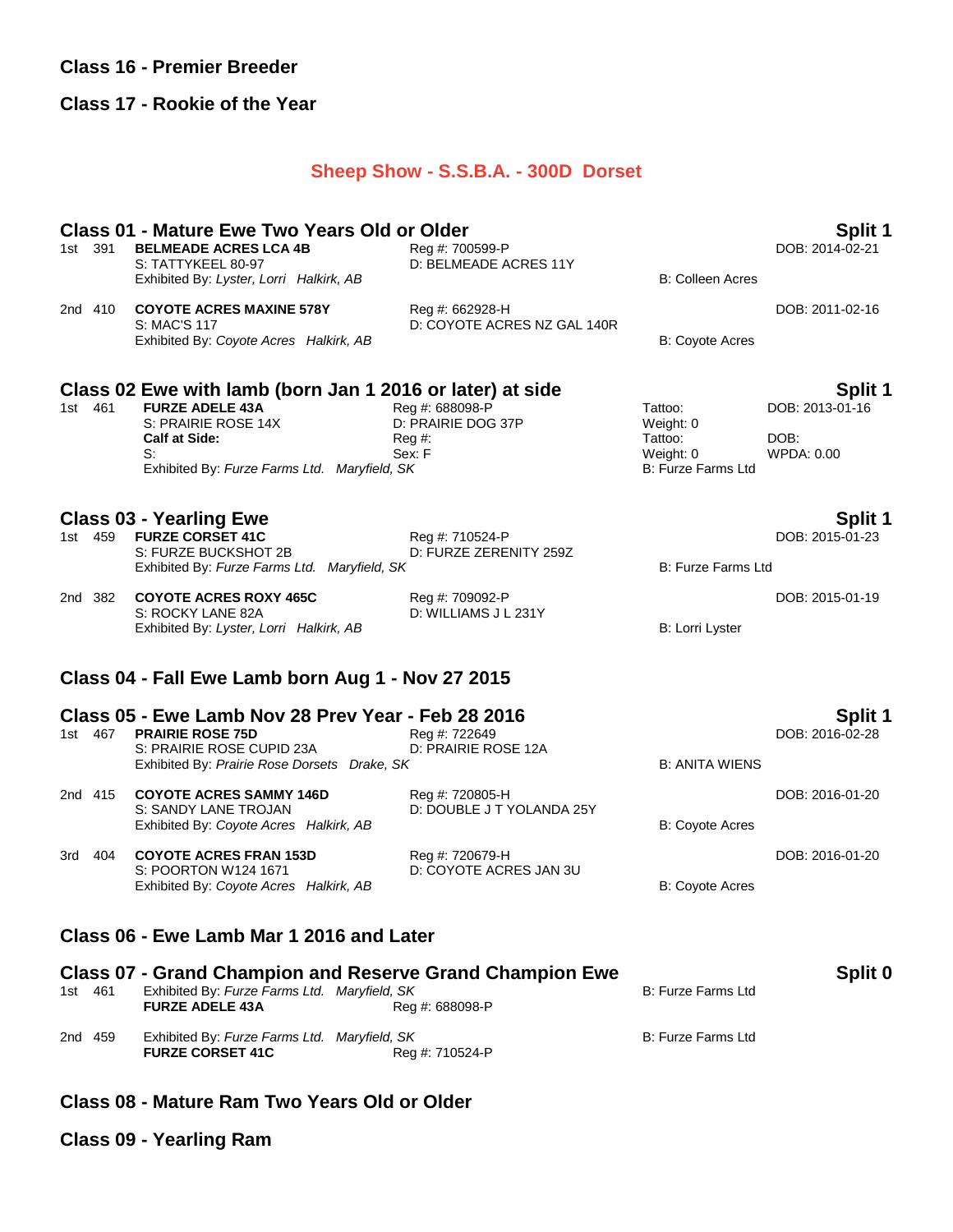### Class 16 - Premier Breeder

### Class 17 - Rookie of the Year

## Sheep Show - S.S.B.A. - 300D Dorset

### Class 01 - Mature Ewe Two Years Old or Older — Split 1

1st 391 **BELMEADE ACRES LCA 4B** — Reg #: 700599-P — DOB: 2014-02-21
S: TATTYKEEL 80-97 — D: BELMEADE ACRES 11Y
Exhibited By: *Lyster, Lorri Halkirk, AB* — B: Colleen Acres

2nd 410 **COYOTE ACRES MAXINE 578Y** — Reg #: 662928-H — DOB: 2011-02-16
S: MAC'S 117 — D: COYOTE ACRES NZ GAL 140R
Exhibited By: *Coyote Acres Halkirk, AB* — B: Coyote Acres

### Class 02 Ewe with lamb (born Jan 1 2016 or later) at side — Split 1

1st 461 **FURZE ADELE 43A** — Reg #: 688098-P — Tattoo: — DOB: 2013-01-16
S: PRAIRIE ROSE 14X — D: PRAIRIE DOG 37P — Weight: 0
**Calf at Side:** — Reg #: — Tattoo: — DOB:
S: — Sex: F — Weight: 0 — WPDA: 0.00
Exhibited By: *Furze Farms Ltd. Maryfield, SK* — B: Furze Farms Ltd

### Class 03 - Yearling Ewe — Split 1

1st 459 **FURZE CORSET 41C** — Reg #: 710524-P — DOB: 2015-01-23
S: FURZE BUCKSHOT 2B — D: FURZE ZERENITY 259Z
Exhibited By: *Furze Farms Ltd. Maryfield, SK* — B: Furze Farms Ltd

2nd 382 **COYOTE ACRES ROXY 465C** — Reg #: 709092-P — DOB: 2015-01-19
S: ROCKY LANE 82A — D: WILLIAMS J L 231Y
Exhibited By: *Lyster, Lorri Halkirk, AB* — B: Lorri Lyster

### Class 04 - Fall Ewe Lamb born Aug 1 - Nov 27 2015

### Class 05 - Ewe Lamb Nov 28 Prev Year - Feb 28 2016 — Split 1

1st 467 **PRAIRIE ROSE 75D** — Reg #: 722649 — DOB: 2016-02-28
S: PRAIRIE ROSE CUPID 23A — D: PRAIRIE ROSE 12A
Exhibited By: *Prairie Rose Dorsets Drake, SK* — B: ANITA WIENS

2nd 415 **COYOTE ACRES SAMMY 146D** — Reg #: 720805-H — DOB: 2016-01-20
S: SANDY LANE TROJAN — D: DOUBLE J T YOLANDA 25Y
Exhibited By: *Coyote Acres Halkirk, AB* — B: Coyote Acres

3rd 404 **COYOTE ACRES FRAN 153D** — Reg #: 720679-H — DOB: 2016-01-20
S: POORTON W124 1671 — D: COYOTE ACRES JAN 3U
Exhibited By: *Coyote Acres Halkirk, AB* — B: Coyote Acres

### Class 06 - Ewe Lamb Mar 1 2016 and Later

### Class 07 - Grand Champion and Reserve Grand Champion Ewe — Split 0

1st 461 Exhibited By: *Furze Farms Ltd. Maryfield, SK* — B: Furze Farms Ltd
**FURZE ADELE 43A** — Reg #: 688098-P

2nd 459 Exhibited By: *Furze Farms Ltd. Maryfield, SK* — B: Furze Farms Ltd
**FURZE CORSET 41C** — Reg #: 710524-P

### Class 08 - Mature Ram Two Years Old or Older

### Class 09 - Yearling Ram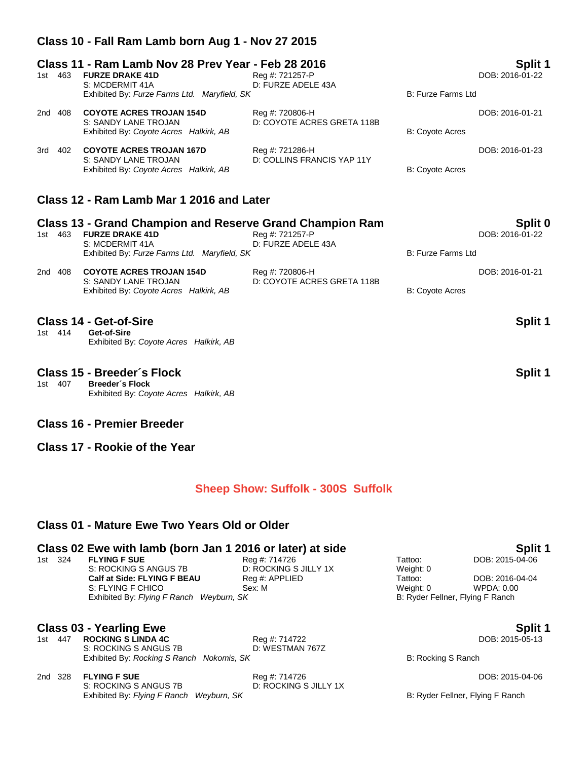## Class 10 - Fall Ram Lamb born Aug 1 - Nov 27 2015

## Class 11 - Ram Lamb Nov 28 Prev Year - Feb 28 2016

**Split 1**

1st 463 **FURZE DRAKE 41D** Reg #: 721257-P DOB: 2016-01-22
S: MCDERMIT 41A D: FURZE ADELE 43A
Exhibited By: *Furze Farms Ltd. Maryfield, SK* B: Furze Farms Ltd

2nd 408 **COYOTE ACRES TROJAN 154D** Reg #: 720806-H DOB: 2016-01-21
S: SANDY LANE TROJAN D: COYOTE ACRES GRETA 118B
Exhibited By: *Coyote Acres Halkirk, AB* B: Coyote Acres

3rd 402 **COYOTE ACRES TROJAN 167D** Reg #: 721286-H DOB: 2016-01-23
S: SANDY LANE TROJAN D: COLLINS FRANCIS YAP 11Y
Exhibited By: *Coyote Acres Halkirk, AB* B: Coyote Acres

## Class 12 - Ram Lamb Mar 1 2016 and Later

## Class 13 - Grand Champion and Reserve Grand Champion Ram

**Split 0**

1st 463 **FURZE DRAKE 41D** Reg #: 721257-P DOB: 2016-01-22
S: MCDERMIT 41A D: FURZE ADELE 43A
Exhibited By: *Furze Farms Ltd. Maryfield, SK* B: Furze Farms Ltd

2nd 408 **COYOTE ACRES TROJAN 154D** Reg #: 720806-H DOB: 2016-01-21
S: SANDY LANE TROJAN D: COYOTE ACRES GRETA 118B
Exhibited By: *Coyote Acres Halkirk, AB* B: Coyote Acres

## Class 14 - Get-of-Sire

**Split 1**

1st 414 **Get-of-Sire**
Exhibited By: *Coyote Acres Halkirk, AB*

## Class 15 - Breeder´s Flock

**Split 1**

1st 407 **Breeder´s Flock**
Exhibited By: *Coyote Acres Halkirk, AB*

## Class 16 - Premier Breeder

## Class 17 - Rookie of the Year

# Sheep Show: Suffolk - 300S Suffolk

## Class 01 - Mature Ewe Two Years Old or Older

## Class 02 Ewe with lamb (born Jan 1 2016 or later) at side

**Split 1**

1st 324 **FLYING F SUE** Reg #: 714726 Tattoo: DOB: 2015-04-06
S: ROCKING S ANGUS 7B D: ROCKING S JILLY 1X Weight: 0
**Calf at Side: FLYING F BEAU** Reg #: APPLIED Tattoo: DOB: 2016-04-04
S: FLYING F CHICO Sex: M Weight: 0 WPDA: 0.00
Exhibited By: *Flying F Ranch Weyburn, SK* B: Ryder Fellner, Flying F Ranch

## Class 03 - Yearling Ewe

**Split 1**

1st 447 **ROCKING S LINDA 4C** Reg #: 714722 DOB: 2015-05-13
S: ROCKING S ANGUS 7B D: WESTMAN 767Z
Exhibited By: *Rocking S Ranch Nokomis, SK* B: Rocking S Ranch

2nd 328 **FLYING F SUE** Reg #: 714726 DOB: 2015-04-06
S: ROCKING S ANGUS 7B D: ROCKING S JILLY 1X
Exhibited By: *Flying F Ranch Weyburn, SK* B: Ryder Fellner, Flying F Ranch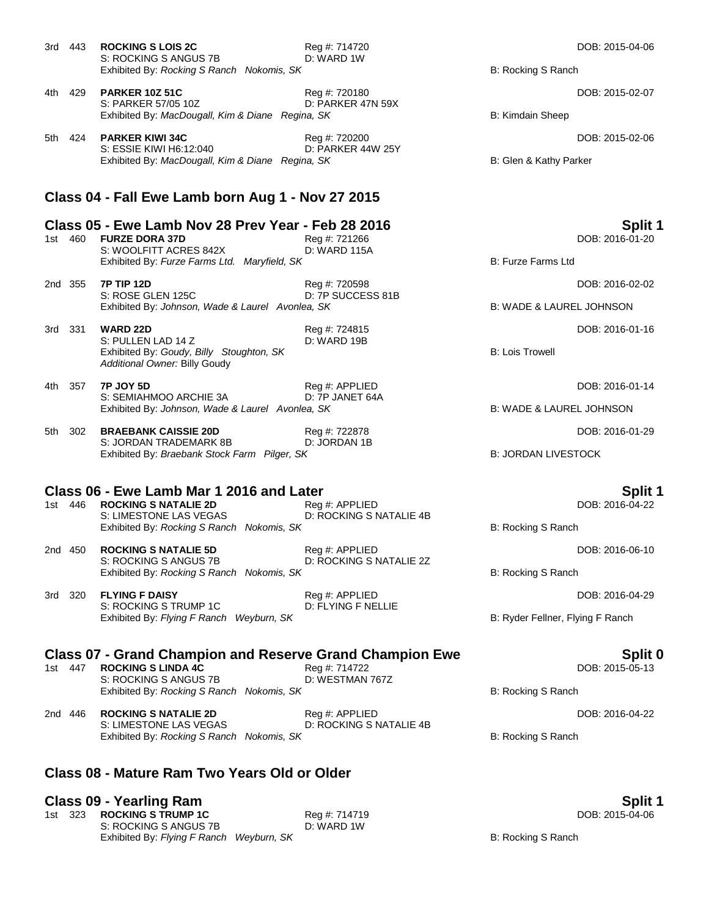3rd 443 **ROCKING S LOIS 2C** Reg #: 714720 DOB: 2015-04-06
S: ROCKING S ANGUS 7B D: WARD 1W
Exhibited By: *Rocking S Ranch Nokomis, SK* B: Rocking S Ranch

4th 429 **PARKER 10Z 51C** Reg #: 720180 DOB: 2015-02-07
S: PARKER 57/05 10Z D: PARKER 47N 59X
Exhibited By: *MacDougall, Kim & Diane Regina, SK* B: Kimdain Sheep

5th 424 **PARKER KIWI 34C** Reg #: 720200 DOB: 2015-02-06
S: ESSIE KIWI H6:12:040 D: PARKER 44W 25Y
Exhibited By: *MacDougall, Kim & Diane Regina, SK* B: Glen & Kathy Parker

## Class 04 - Fall Ewe Lamb born Aug 1 - Nov 27 2015

## Class 05 - Ewe Lamb Nov 28 Prev Year - Feb 28 2016 — Split 1

1st 460 **FURZE DORA 37D** Reg #: 721266 DOB: 2016-01-20
S: WOOLFITT ACRES 842X D: WARD 115A
Exhibited By: *Furze Farms Ltd. Maryfield, SK* B: Furze Farms Ltd

2nd 355 **7P TIP 12D** Reg #: 720598 DOB: 2016-02-02
S: ROSE GLEN 125C D: 7P SUCCESS 81B
Exhibited By: *Johnson, Wade & Laurel Avonlea, SK* B: WADE & LAUREL JOHNSON

3rd 331 **WARD 22D** Reg #: 724815 DOB: 2016-01-16
S: PULLEN LAD 14 Z D: WARD 19B
Exhibited By: *Goudy, Billy Stoughton, SK* B: Lois Trowell
*Additional Owner:* Billy Goudy

4th 357 **7P JOY 5D** Reg #: APPLIED DOB: 2016-01-14
S: SEMIAHMOO ARCHIE 3A D: 7P JANET 64A
Exhibited By: *Johnson, Wade & Laurel Avonlea, SK* B: WADE & LAUREL JOHNSON

5th 302 **BRAEBANK CAISSIE 20D** Reg #: 722878 DOB: 2016-01-29
S: JORDAN TRADEMARK 8B D: JORDAN 1B
Exhibited By: *Braebank Stock Farm Pilger, SK* B: JORDAN LIVESTOCK

## Class 06 - Ewe Lamb Mar 1 2016 and Later — Split 1

1st 446 **ROCKING S NATALIE 2D** Reg #: APPLIED DOB: 2016-04-22
S: LIMESTONE LAS VEGAS D: ROCKING S NATALIE 4B
Exhibited By: *Rocking S Ranch Nokomis, SK* B: Rocking S Ranch

2nd 450 **ROCKING S NATALIE 5D** Reg #: APPLIED DOB: 2016-06-10
S: ROCKING S ANGUS 7B D: ROCKING S NATALIE 2Z
Exhibited By: *Rocking S Ranch Nokomis, SK* B: Rocking S Ranch

3rd 320 **FLYING F DAISY** Reg #: APPLIED DOB: 2016-04-29
S: ROCKING S TRUMP 1C D: FLYING F NELLIE
Exhibited By: *Flying F Ranch Weyburn, SK* B: Ryder Fellner, Flying F Ranch

## Class 07 - Grand Champion and Reserve Grand Champion Ewe — Split 0

1st 447 **ROCKING S LINDA 4C** Reg #: 714722 DOB: 2015-05-13
S: ROCKING S ANGUS 7B D: WESTMAN 767Z
Exhibited By: *Rocking S Ranch Nokomis, SK* B: Rocking S Ranch

2nd 446 **ROCKING S NATALIE 2D** Reg #: APPLIED DOB: 2016-04-22
S: LIMESTONE LAS VEGAS D: ROCKING S NATALIE 4B
Exhibited By: *Rocking S Ranch Nokomis, SK* B: Rocking S Ranch

## Class 08 - Mature Ram Two Years Old or Older

## Class 09 - Yearling Ram — Split 1

1st 323 **ROCKING S TRUMP 1C** Reg #: 714719 DOB: 2015-04-06
S: ROCKING S ANGUS 7B D: WARD 1W
Exhibited By: *Flying F Ranch Weyburn, SK* B: Rocking S Ranch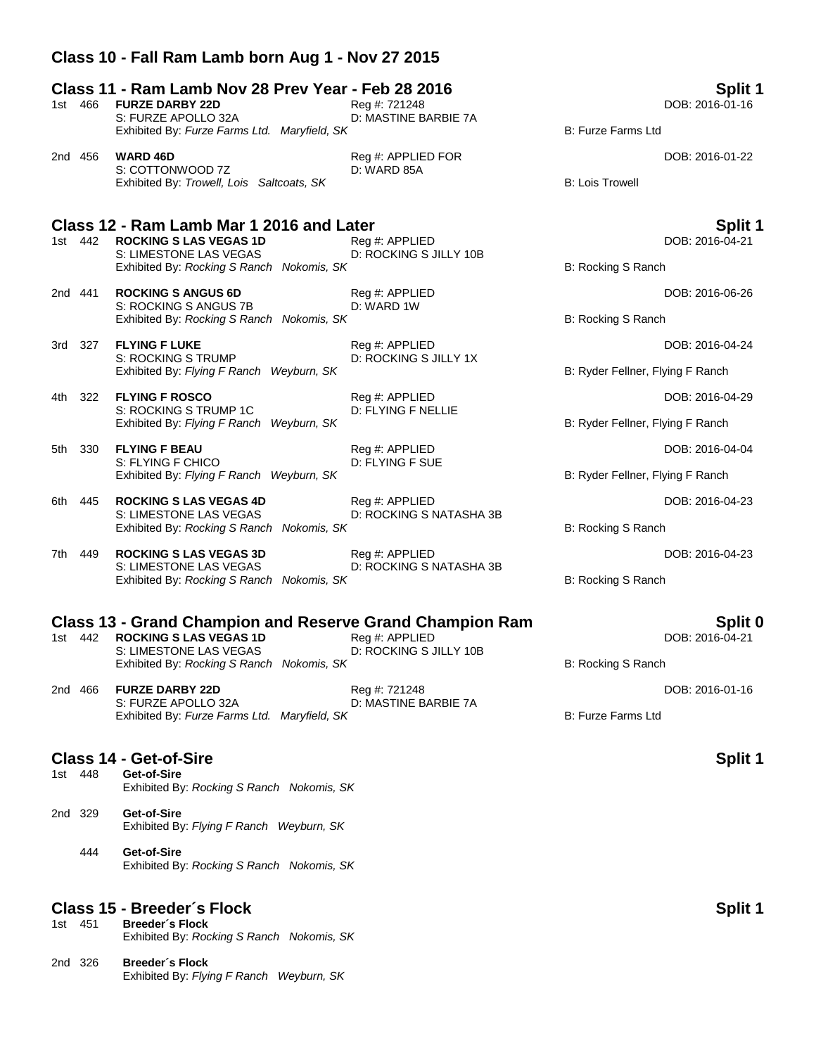## Class 10 - Fall Ram Lamb born Aug 1 - Nov 27 2015

## Class 11 - Ram Lamb Nov 28 Prev Year - Feb 28 2016

**Split 1**

1st 466 **FURZE DARBY 22D** Reg #: 721248 DOB: 2016-01-16
S: FURZE APOLLO 32A D: MASTINE BARBIE 7A
Exhibited By: *Furze Farms Ltd. Maryfield, SK* B: Furze Farms Ltd

2nd 456 **WARD 46D** Reg #: APPLIED FOR DOB: 2016-01-22
S: COTTONWOOD 7Z D: WARD 85A
Exhibited By: *Trowell, Lois Saltcoats, SK* B: Lois Trowell

## Class 12 - Ram Lamb Mar 1 2016 and Later

**Split 1**

1st 442 **ROCKING S LAS VEGAS 1D** Reg #: APPLIED DOB: 2016-04-21
S: LIMESTONE LAS VEGAS D: ROCKING S JILLY 10B
Exhibited By: *Rocking S Ranch Nokomis, SK* B: Rocking S Ranch

2nd 441 **ROCKING S ANGUS 6D** Reg #: APPLIED DOB: 2016-06-26
S: ROCKING S ANGUS 7B D: WARD 1W
Exhibited By: *Rocking S Ranch Nokomis, SK* B: Rocking S Ranch

3rd 327 **FLYING F LUKE** Reg #: APPLIED DOB: 2016-04-24
S: ROCKING S TRUMP D: ROCKING S JILLY 1X
Exhibited By: *Flying F Ranch Weyburn, SK* B: Ryder Fellner, Flying F Ranch

4th 322 **FLYING F ROSCO** Reg #: APPLIED DOB: 2016-04-29
S: ROCKING S TRUMP 1C D: FLYING F NELLIE
Exhibited By: *Flying F Ranch Weyburn, SK* B: Ryder Fellner, Flying F Ranch

5th 330 **FLYING F BEAU** Reg #: APPLIED DOB: 2016-04-04
S: FLYING F CHICO D: FLYING F SUE
Exhibited By: *Flying F Ranch Weyburn, SK* B: Ryder Fellner, Flying F Ranch

6th 445 **ROCKING S LAS VEGAS 4D** Reg #: APPLIED DOB: 2016-04-23
S: LIMESTONE LAS VEGAS D: ROCKING S NATASHA 3B
Exhibited By: *Rocking S Ranch Nokomis, SK* B: Rocking S Ranch

7th 449 **ROCKING S LAS VEGAS 3D** Reg #: APPLIED DOB: 2016-04-23
S: LIMESTONE LAS VEGAS D: ROCKING S NATASHA 3B
Exhibited By: *Rocking S Ranch Nokomis, SK* B: Rocking S Ranch

## Class 13 - Grand Champion and Reserve Grand Champion Ram

**Split 0**

1st 442 **ROCKING S LAS VEGAS 1D** Reg #: APPLIED DOB: 2016-04-21
S: LIMESTONE LAS VEGAS D: ROCKING S JILLY 10B
Exhibited By: *Rocking S Ranch Nokomis, SK* B: Rocking S Ranch

2nd 466 **FURZE DARBY 22D** Reg #: 721248 DOB: 2016-01-16
S: FURZE APOLLO 32A D: MASTINE BARBIE 7A
Exhibited By: *Furze Farms Ltd. Maryfield, SK* B: Furze Farms Ltd

## Class 14 - Get-of-Sire

**Split 1**

1st 448 **Get-of-Sire**
Exhibited By: *Rocking S Ranch Nokomis, SK*

2nd 329 **Get-of-Sire**
Exhibited By: *Flying F Ranch Weyburn, SK*

444 **Get-of-Sire**
Exhibited By: *Rocking S Ranch Nokomis, SK*

## Class 15 - Breeder´s Flock

**Split 1**

1st 451 **Breeder´s Flock**
Exhibited By: *Rocking S Ranch Nokomis, SK*

2nd 326 **Breeder´s Flock**
Exhibited By: *Flying F Ranch Weyburn, SK*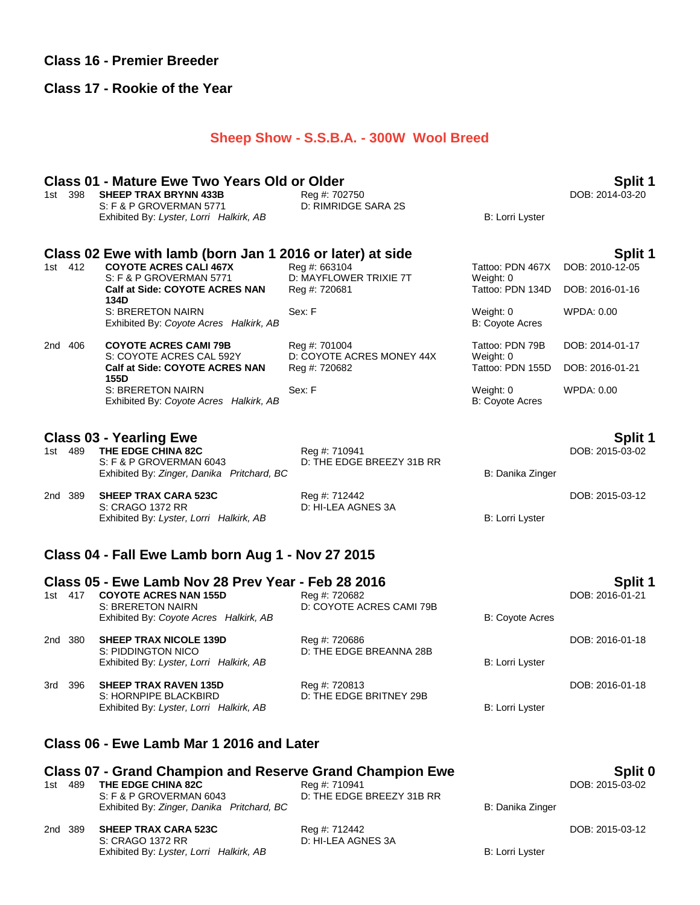## Class 16 - Premier Breeder

## Class 17 - Rookie of the Year

# Sheep Show - S.S.B.A. - 300W Wool Breed

### Class 01 - Mature Ewe Two Years Old or Older

**Split 1**

1st 398 **SHEEP TRAX BRYNN 433B** Reg #: 702750 DOB: 2014-03-20
S: F & P GROVERMAN 5771 D: RIMRIDGE SARA 2S
Exhibited By: *Lyster, Lorri Halkirk, AB* B: Lorri Lyster

### Class 02 Ewe with lamb (born Jan 1 2016 or later) at side

**Split 1**

1st 412 **COYOTE ACRES CALI 467X** Reg #: 663104 Tattoo: PDN 467X DOB: 2010-12-05
S: F & P GROVERMAN 5771 D: MAYFLOWER TRIXIE 7T Weight: 0
**Calf at Side: COYOTE ACRES NAN 134D** Reg #: 720681 Tattoo: PDN 134D DOB: 2016-01-16
S: BRERETON NAIRN Sex: F Weight: 0 WPDA: 0.00
Exhibited By: *Coyote Acres Halkirk, AB* B: Coyote Acres

2nd 406 **COYOTE ACRES CAMI 79B** Reg #: 701004 Tattoo: PDN 79B DOB: 2014-01-17
S: COYOTE ACRES CAL 592Y D: COYOTE ACRES MONEY 44X Weight: 0
**Calf at Side: COYOTE ACRES NAN 155D** Reg #: 720682 Tattoo: PDN 155D DOB: 2016-01-21
S: BRERETON NAIRN Sex: F Weight: 0 WPDA: 0.00
Exhibited By: *Coyote Acres Halkirk, AB* B: Coyote Acres

### Class 03 - Yearling Ewe

**Split 1**

1st 489 **THE EDGE CHINA 82C** Reg #: 710941 DOB: 2015-03-02
S: F & P GROVERMAN 6043 D: THE EDGE BREEZY 31B RR
Exhibited By: *Zinger, Danika Pritchard, BC* B: Danika Zinger

2nd 389 **SHEEP TRAX CARA 523C** Reg #: 712442 DOB: 2015-03-12
S: CRAGO 1372 RR D: HI-LEA AGNES 3A
Exhibited By: *Lyster, Lorri Halkirk, AB* B: Lorri Lyster

### Class 04 - Fall Ewe Lamb born Aug 1 - Nov 27 2015

### Class 05 - Ewe Lamb Nov 28 Prev Year - Feb 28 2016

**Split 1**

1st 417 **COYOTE ACRES NAN 155D** Reg #: 720682 DOB: 2016-01-21
S: BRERETON NAIRN D: COYOTE ACRES CAMI 79B
Exhibited By: *Coyote Acres Halkirk, AB* B: Coyote Acres

2nd 380 **SHEEP TRAX NICOLE 139D** Reg #: 720686 DOB: 2016-01-18
S: PIDDINGTON NICO D: THE EDGE BREANNA 28B
Exhibited By: *Lyster, Lorri Halkirk, AB* B: Lorri Lyster

3rd 396 **SHEEP TRAX RAVEN 135D** Reg #: 720813 DOB: 2016-01-18
S: HORNPIPE BLACKBIRD D: THE EDGE BRITNEY 29B
Exhibited By: *Lyster, Lorri Halkirk, AB* B: Lorri Lyster

### Class 06 - Ewe Lamb Mar 1 2016 and Later

### Class 07 - Grand Champion and Reserve Grand Champion Ewe

**Split 0**

1st 489 **THE EDGE CHINA 82C** Reg #: 710941 DOB: 2015-03-02
S: F & P GROVERMAN 6043 D: THE EDGE BREEZY 31B RR
Exhibited By: *Zinger, Danika Pritchard, BC* B: Danika Zinger

2nd 389 **SHEEP TRAX CARA 523C** Reg #: 712442 DOB: 2015-03-12
S: CRAGO 1372 RR D: HI-LEA AGNES 3A
Exhibited By: *Lyster, Lorri Halkirk, AB* B: Lorri Lyster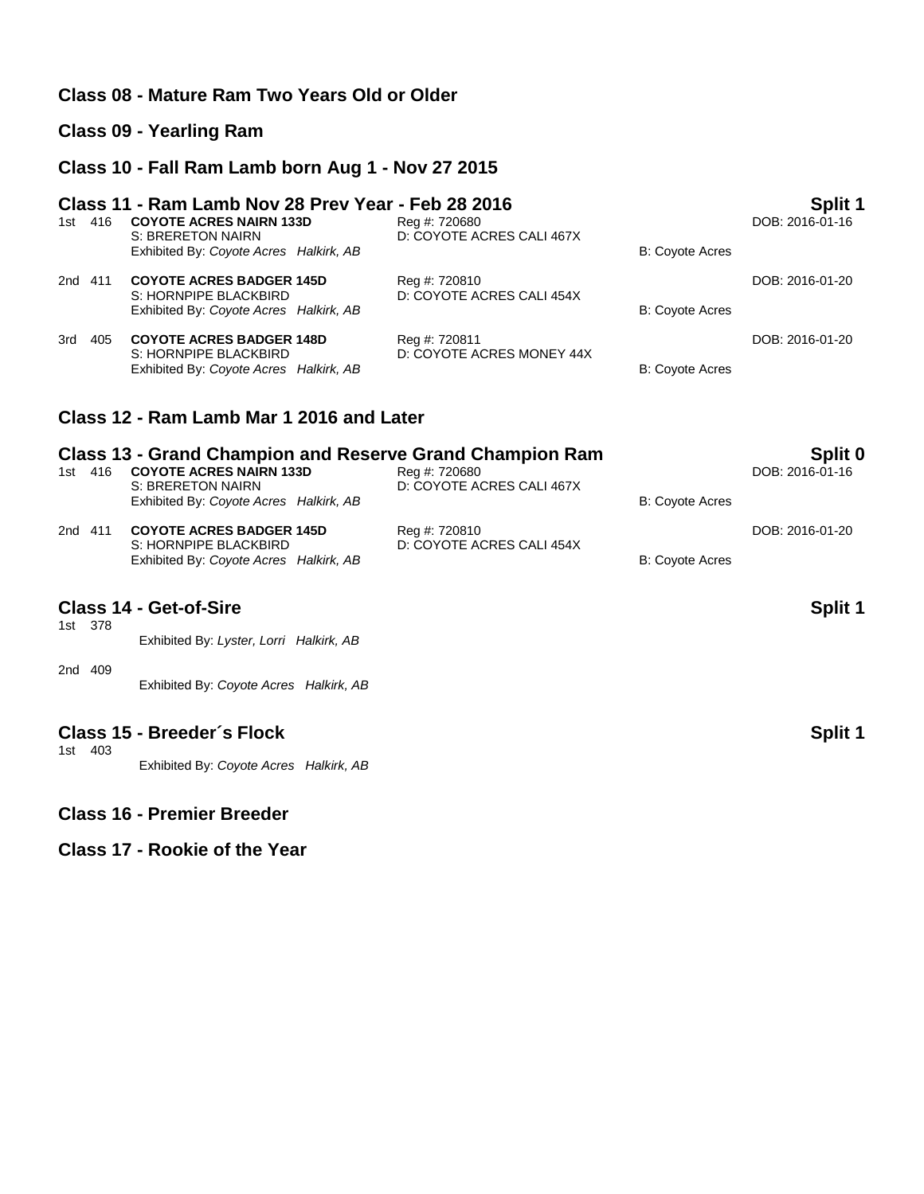### Class 08 - Mature Ram Two Years Old or Older

### Class 09 - Yearling Ram

### Class 10 - Fall Ram Lamb born Aug 1 - Nov 27 2015

### Class 11 - Ram Lamb Nov 28 Prev Year - Feb 28 2016

**Split 1**

1st 416 **COYOTE ACRES NAIRN 133D** Reg #: 720680 DOB: 2016-01-16
S: BRERETON NAIRN D: COYOTE ACRES CALI 467X
Exhibited By: *Coyote Acres Halkirk, AB* B: Coyote Acres

2nd 411 **COYOTE ACRES BADGER 145D** Reg #: 720810 DOB: 2016-01-20
S: HORNPIPE BLACKBIRD D: COYOTE ACRES CALI 454X
Exhibited By: *Coyote Acres Halkirk, AB* B: Coyote Acres

3rd 405 **COYOTE ACRES BADGER 148D** Reg #: 720811 DOB: 2016-01-20
S: HORNPIPE BLACKBIRD D: COYOTE ACRES MONEY 44X
Exhibited By: *Coyote Acres Halkirk, AB* B: Coyote Acres

### Class 12 - Ram Lamb Mar 1 2016 and Later

### Class 13 - Grand Champion and Reserve Grand Champion Ram

**Split 0**

1st 416 **COYOTE ACRES NAIRN 133D** Reg #: 720680 DOB: 2016-01-16
S: BRERETON NAIRN D: COYOTE ACRES CALI 467X
Exhibited By: *Coyote Acres Halkirk, AB* B: Coyote Acres

2nd 411 **COYOTE ACRES BADGER 145D** Reg #: 720810 DOB: 2016-01-20
S: HORNPIPE BLACKBIRD D: COYOTE ACRES CALI 454X
Exhibited By: *Coyote Acres Halkirk, AB* B: Coyote Acres

### Class 14 - Get-of-Sire

**Split 1**

1st 378
Exhibited By: *Lyster, Lorri Halkirk, AB*

2nd 409
Exhibited By: *Coyote Acres Halkirk, AB*

### Class 15 - Breeder´s Flock

**Split 1**

1st 403
Exhibited By: *Coyote Acres Halkirk, AB*

### Class 16 - Premier Breeder

### Class 17 - Rookie of the Year